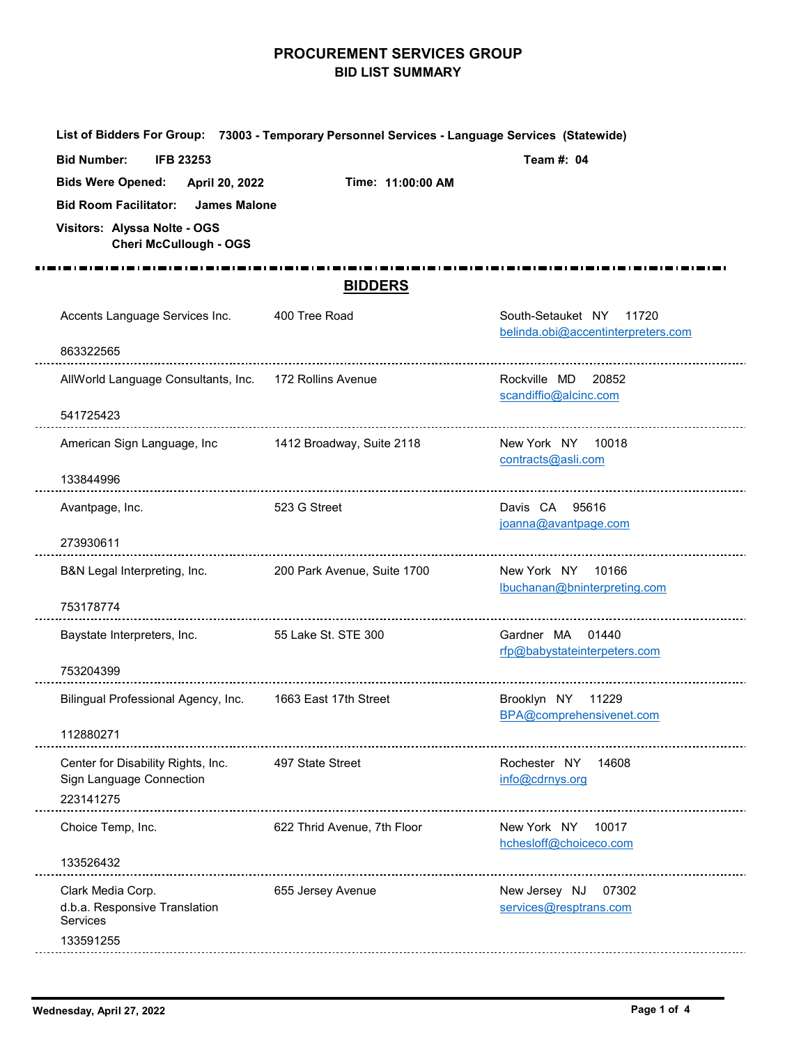# PROCUREMENT SERVICES GROUP
## BID LIST SUMMARY

**List of Bidders For Group:** **73003 - Temporary Personnel Services - Language Services (Statewide)**

**Bid Number:** **IFB 23253** **Team #: 04**

**Bids Were Opened:** **April 20, 2022** **Time: 11:00:00 AM**

**Bid Room Facilitator:** **James Malone**

**Visitors:** **Alyssa Nolte - OGS**
**Cheri McCullough - OGS**

## BIDDERS

| Bidder | Address | City / State / Zip / Email |
|---|---|---|
| Accents Language Services Inc.<br>863322565 | 400 Tree Road | South-Setauket NY 11720<br>belinda.obi@accentinterpreters.com |
| AllWorld Language Consultants, Inc.<br>541725423 | 172 Rollins Avenue | Rockville MD 20852<br>scandiffio@alcinc.com |
| American Sign Language, Inc<br>133844996 | 1412 Broadway, Suite 2118 | New York NY 10018<br>contracts@asli.com |
| Avantpage, Inc.<br>273930611 | 523 G Street | Davis CA 95616<br>joanna@avantpage.com |
| B&N Legal Interpreting, Inc.<br>753178774 | 200 Park Avenue, Suite 1700 | New York NY 10166<br>lbuchanan@bninterpreting.com |
| Baystate Interpreters, Inc.<br>753204399 | 55 Lake St. STE 300 | Gardner MA 01440<br>rfp@babystateinterpeters.com |
| Bilingual Professional Agency, Inc.<br>112880271 | 1663 East 17th Street | Brooklyn NY 11229<br>BPA@comprehensivenet.com |
| Center for Disability Rights, Inc.<br>Sign Language Connection<br>223141275 | 497 State Street | Rochester NY 14608<br>info@cdrnys.org |
| Choice Temp, Inc.<br>133526432 | 622 Thrid Avenue, 7th Floor | New York NY 10017<br>hchesloff@choiceco.com |
| Clark Media Corp.<br>d.b.a. Responsive Translation Services<br>133591255 | 655 Jersey Avenue | New Jersey NJ 07302<br>services@resptrans.com |

**Wednesday, April 27, 2022**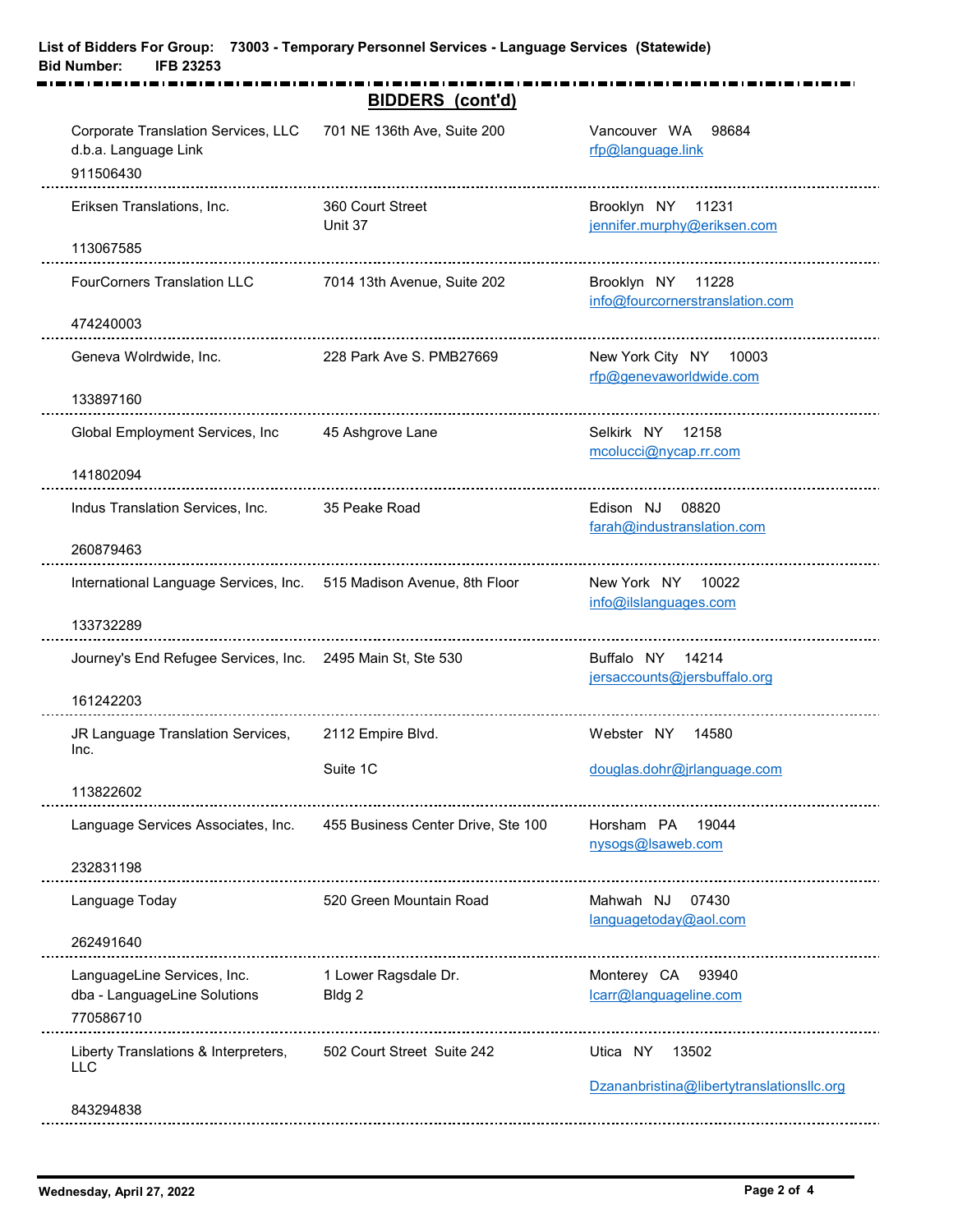**List of Bidders For Group: 73003 - Temporary Personnel Services - Language Services (Statewide)**
**Bid Number: IFB 23253**

## BIDDERS (cont'd)

| Bidder | Address | City / State / Zip / Email |
|---|---|---|
| Corporate Translation Services, LLC d.b.a. Language Link<br>911506430 | 701 NE 136th Ave, Suite 200 | Vancouver WA 98684<br>rfp@language.link |
| Eriksen Translations, Inc.<br>113067585 | 360 Court Street<br>Unit 37 | Brooklyn NY 11231<br>jennifer.murphy@eriksen.com |
| FourCorners Translation LLC<br>474240003 | 7014 13th Avenue, Suite 202 | Brooklyn NY 11228<br>info@fourcornerstranslation.com |
| Geneva Wolrdwide, Inc.<br>133897160 | 228 Park Ave S. PMB27669 | New York City NY 10003<br>rfp@genevaworldwide.com |
| Global Employment Services, Inc<br>141802094 | 45 Ashgrove Lane | Selkirk NY 12158<br>mcolucci@nycap.rr.com |
| Indus Translation Services, Inc.<br>260879463 | 35 Peake Road | Edison NJ 08820<br>farah@industranslation.com |
| International Language Services, Inc.<br>133732289 | 515 Madison Avenue, 8th Floor | New York NY 10022<br>info@ilslanguages.com |
| Journey's End Refugee Services, Inc.<br>161242203 | 2495 Main St, Ste 530 | Buffalo NY 14214<br>jersaccounts@jersbuffalo.org |
| JR Language Translation Services, Inc.<br>113822602 | 2112 Empire Blvd.<br>Suite 1C | Webster NY 14580<br>douglas.dohr@jrlanguage.com |
| Language Services Associates, Inc.<br>232831198 | 455 Business Center Drive, Ste 100 | Horsham PA 19044<br>nysogs@lsaweb.com |
| Language Today<br>262491640 | 520 Green Mountain Road | Mahwah NJ 07430<br>languagetoday@aol.com |
| LanguageLine Services, Inc. dba - LanguageLine Solutions<br>770586710 | 1 Lower Ragsdale Dr.<br>Bldg 2 | Monterey CA 93940<br>lcarr@languageline.com |
| Liberty Translations & Interpreters, LLC<br>843294838 | 502 Court Street Suite 242 | Utica NY 13502<br>Dzananbristina@libertytranslationsllc.org |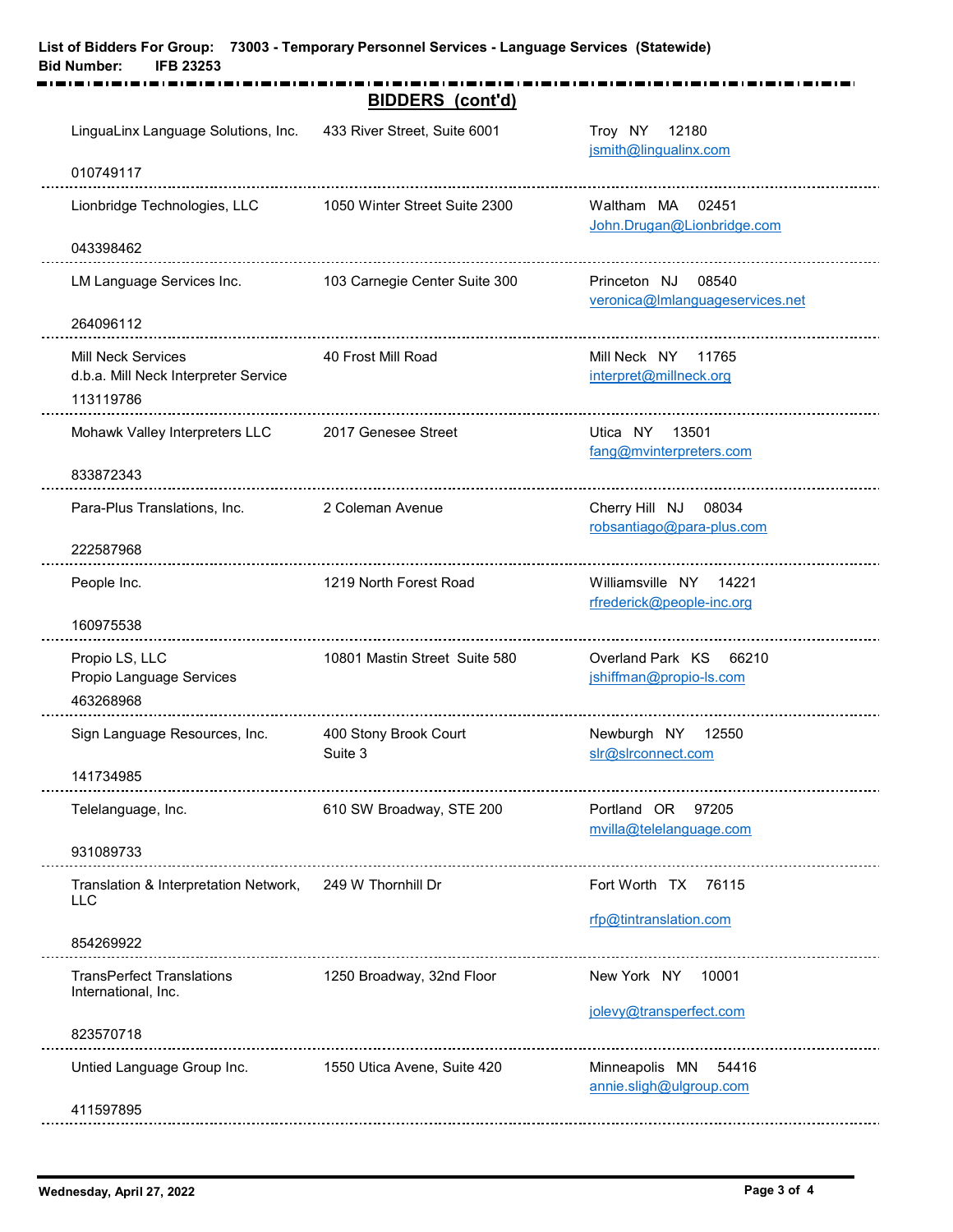**List of Bidders For Group: 73003 - Temporary Personnel Services - Language Services (Statewide)**
**Bid Number: IFB 23253**

## BIDDERS (cont'd)

| Bidder | Address | City / State / Zip / Email |
|---|---|---|
| LinguaLinx Language Solutions, Inc.<br>010749117 | 433 River Street, Suite 6001 | Troy NY 12180<br>jsmith@lingualinx.com |
| Lionbridge Technologies, LLC<br>043398462 | 1050 Winter Street Suite 2300 | Waltham MA 02451<br>John.Drugan@Lionbridge.com |
| LM Language Services Inc.<br>264096112 | 103 Carnegie Center Suite 300 | Princeton NJ 08540<br>veronica@lmlanguageservices.net |
| Mill Neck Services<br>d.b.a. Mill Neck Interpreter Service<br>113119786 | 40 Frost Mill Road | Mill Neck NY 11765<br>interpret@millneck.org |
| Mohawk Valley Interpreters LLC<br>833872343 | 2017 Genesee Street | Utica NY 13501<br>fang@mvinterpreters.com |
| Para-Plus Translations, Inc.<br>222587968 | 2 Coleman Avenue | Cherry Hill NJ 08034<br>robsantiago@para-plus.com |
| People Inc.<br>160975538 | 1219 North Forest Road | Williamsville NY 14221<br>rfrederick@people-inc.org |
| Propio LS, LLC<br>Propio Language Services<br>463268968 | 10801 Mastin Street Suite 580 | Overland Park KS 66210<br>jshiffman@propio-ls.com |
| Sign Language Resources, Inc.<br>141734985 | 400 Stony Brook Court<br>Suite 3 | Newburgh NY 12550<br>slr@slrconnect.com |
| Telelanguage, Inc.<br>931089733 | 610 SW Broadway, STE 200 | Portland OR 97205<br>mvilla@telelanguage.com |
| Translation & Interpretation Network, LLC<br>854269922 | 249 W Thornhill Dr | Fort Worth TX 76115<br>rfp@tintranslation.com |
| TransPerfect Translations International, Inc.<br>823570718 | 1250 Broadway, 32nd Floor | New York NY 10001<br>jolevy@transperfect.com |
| Untied Language Group Inc.<br>411597895 | 1550 Utica Avene, Suite 420 | Minneapolis MN 54416<br>annie.sligh@ulgroup.com |

Wednesday, April 27, 2022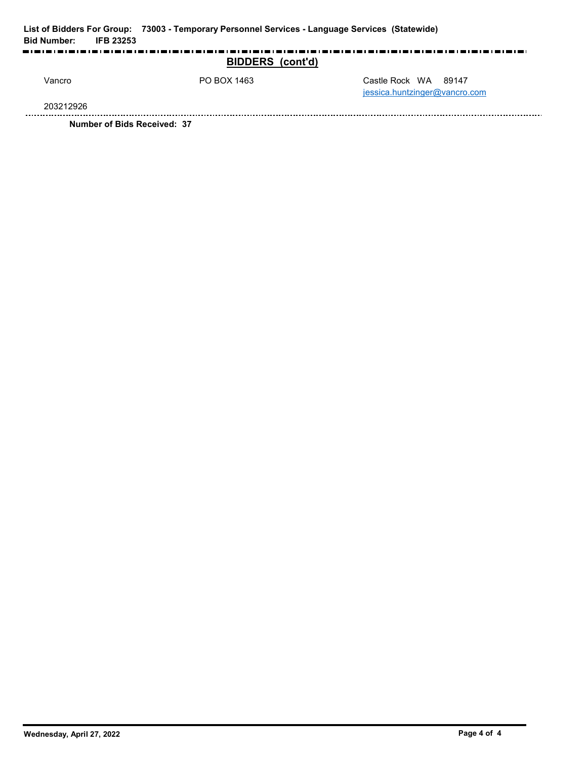**List of Bidders For Group: 73003 - Temporary Personnel Services - Language Services (Statewide)**
**Bid Number: IFB 23253**

## BIDDERS (cont'd)

| | | |
|---|---|---|
| Vancro | PO BOX 1463 | Castle Rock WA 89147<br>jessica.huntzinger@vancro.com |
| 203212926 | | |

**Number of Bids Received: 37**

**Wednesday, April 27, 2022**